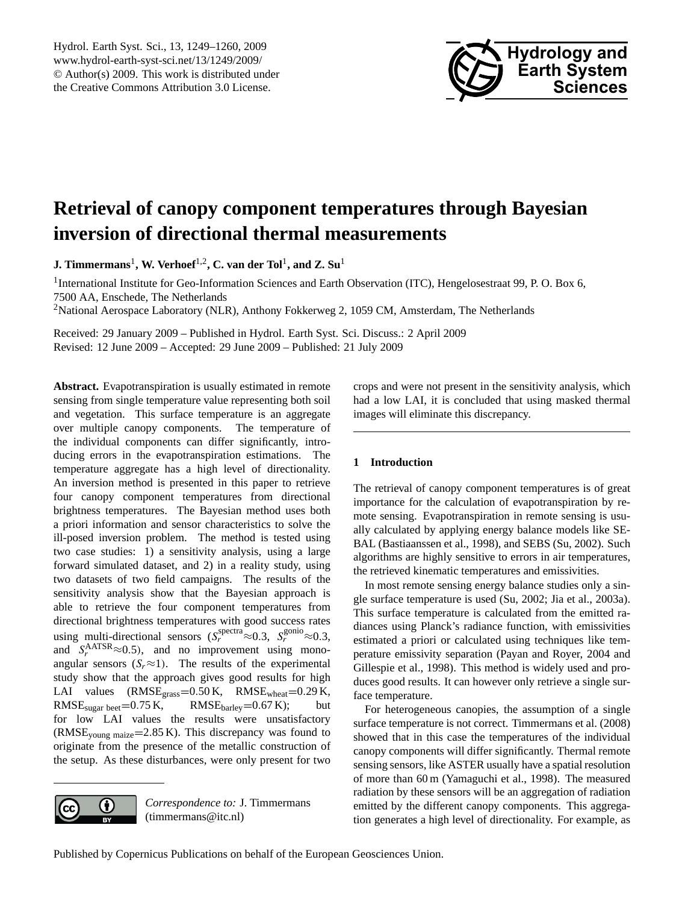# Retrieval of canopy component temperatures through Bayesian inversion of directional thermal measurements

**J. Timmermans[1], W. Verhoef[1,2], C. van der Tol[1], and Z. Su[1]**

[1]International Institute for Geo-Information Sciences and Earth Observation (ITC), Hengelosestraat 99, P. O. Box 6, 7500 AA, Enschede, The Netherlands

[2]National Aerospace Laboratory (NLR), Anthony Fokkerweg 2, 1059 CM, Amsterdam, The Netherlands

Received: 29 January 2009 – Published in Hydrol. Earth Syst. Sci. Discuss.: 2 April 2009
Revised: 12 June 2009 – Accepted: 29 June 2009 – Published: 21 July 2009

**Abstract.** Evapotranspiration is usually estimated in remote sensing from single temperature value representing both soil and vegetation. This surface temperature is an aggregate over multiple canopy components. The temperature of the individual components can differ significantly, introducing errors in the evapotranspiration estimations. The temperature aggregate has a high level of directionality. An inversion method is presented in this paper to retrieve four canopy component temperatures from directional brightness temperatures. The Bayesian method uses both a priori information and sensor characteristics to solve the ill-posed inversion problem. The method is tested using two case studies: 1) a sensitivity analysis, using a large forward simulated dataset, and 2) in a reality study, using two datasets of two field campaigns. The results of the sensitivity analysis show that the Bayesian approach is able to retrieve the four component temperatures from directional brightness temperatures with good success rates using multi-directional sensors ($S_r^{\mathrm{spectra}} \approx 0.3$, $S_r^{\mathrm{gonio}} \approx 0.3$, and $S_r^{\mathrm{AATSR}} \approx 0.5$), and no improvement using mono-angular sensors ($S_r \approx 1$). The results of the experimental study show that the approach gives good results for high LAI values ($\mathrm{RMSE_{grass}}=0.50$ K, $\mathrm{RMSE_{wheat}}=0.29$ K, $\mathrm{RMSE_{sugar\ beet}}=0.75$ K, $\mathrm{RMSE_{barley}}=0.67$ K); but for low LAI values the results were unsatisfactory ($\mathrm{RMSE_{young\ maize}}=2.85$ K). This discrepancy was found to originate from the presence of the metallic construction of the setup. As these disturbances, were only present for two crops and were not present in the sensitivity analysis, which had a low LAI, it is concluded that using masked thermal images will eliminate this discrepancy.

*Correspondence to:* J. Timmermans (timmermans@itc.nl)

## 1 Introduction

The retrieval of canopy component temperatures is of great importance for the calculation of evapotranspiration by remote sensing. Evapotranspiration in remote sensing is usually calculated by applying energy balance models like SEBAL (Bastiaanssen et al., 1998), and SEBS (Su, 2002). Such algorithms are highly sensitive to errors in air temperatures, the retrieved kinematic temperatures and emissivities.

In most remote sensing energy balance studies only a single surface temperature is used (Su, 2002; Jia et al., 2003a). This surface temperature is calculated from the emitted radiances using Planck's radiance function, with emissivities estimated a priori or calculated using techniques like temperature emissivity separation (Payan and Royer, 2004 and Gillespie et al., 1998). This method is widely used and produces good results. It can however only retrieve a single surface temperature.

For heterogeneous canopies, the assumption of a single surface temperature is not correct. Timmermans et al. (2008) showed that in this case the temperatures of the individual canopy components will differ significantly. Thermal remote sensing sensors, like ASTER usually have a spatial resolution of more than 60 m (Yamaguchi et al., 1998). The measured radiation by these sensors will be an aggregation of radiation emitted by the different canopy components. This aggregation generates a high level of directionality. For example, as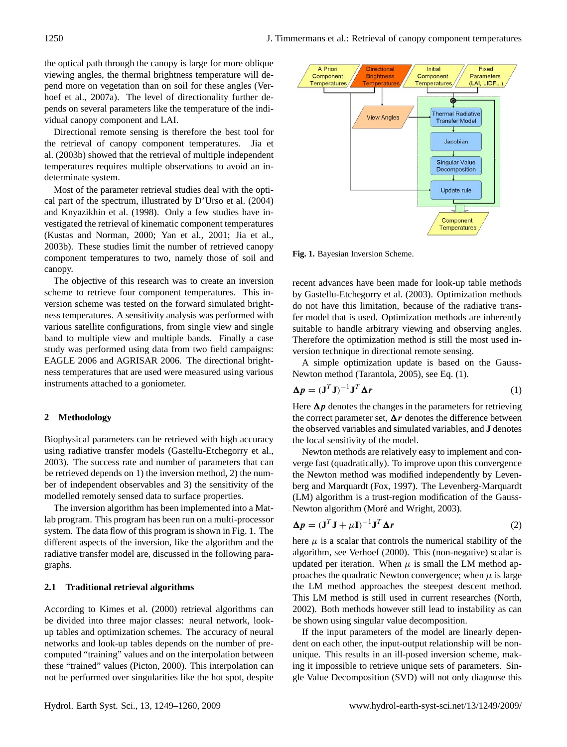the optical path through the canopy is large for more oblique viewing angles, the thermal brightness temperature will depend more on vegetation than on soil for these angles (Verhoef et al., 2007a). The level of directionality further depends on several parameters like the temperature of the individual canopy component and LAI.

Directional remote sensing is therefore the best tool for the retrieval of canopy component temperatures. Jia et al. (2003b) showed that the retrieval of multiple independent temperatures requires multiple observations to avoid an indeterminate system.

Most of the parameter retrieval studies deal with the optical part of the spectrum, illustrated by D'Urso et al. (2004) and Knyazikhin et al. (1998). Only a few studies have investigated the retrieval of kinematic component temperatures (Kustas and Norman, 2000; Yan et al., 2001; Jia et al., 2003b). These studies limit the number of retrieved canopy component temperatures to two, namely those of soil and canopy.

The objective of this research was to create an inversion scheme to retrieve four component temperatures. This inversion scheme was tested on the forward simulated brightness temperatures. A sensitivity analysis was performed with various satellite configurations, from single view and single band to multiple view and multiple bands. Finally a case study was performed using data from two field campaigns: EAGLE 2006 and AGRISAR 2006. The directional brightness temperatures that are used were measured using various instruments attached to a goniometer.

## 2 Methodology

Biophysical parameters can be retrieved with high accuracy using radiative transfer models (Gastellu-Etchegorry et al., 2003). The success rate and number of parameters that can be retrieved depends on 1) the inversion method, 2) the number of independent observables and 3) the sensitivity of the modelled remotely sensed data to surface properties.

The inversion algorithm has been implemented into a Matlab program. This program has been run on a multi-processor system. The data flow of this program is shown in Fig. 1. The different aspects of the inversion, like the algorithm and the radiative transfer model are, discussed in the following paragraphs.

### 2.1 Traditional retrieval algorithms

According to Kimes et al. (2000) retrieval algorithms can be divided into three major classes: neural network, look-up tables and optimization schemes. The accuracy of neural networks and look-up tables depends on the number of precomputed "training" values and on the interpolation between these "trained" values (Picton, 2000). This interpolation can not be performed over singularities like the hot spot, despite recent advances have been made for look-up table methods by Gastellu-Etchegorry et al. (2003). Optimization methods do not have this limitation, because of the radiative transfer model that is used. Optimization methods are inherently suitable to handle arbitrary viewing and observing angles. Therefore the optimization method is still the most used inversion technique in directional remote sensing.

**Fig. 1.** Bayesian Inversion Scheme.

A simple optimization update is based on the Gauss-Newton method (Tarantola, 2005), see Eq. (1).

$$\boldsymbol{\Delta p} = (\mathbf{J}^T\mathbf{J})^{-1}\mathbf{J}^T\boldsymbol{\Delta r} \tag{1}$$

Here $\boldsymbol{\Delta p}$ denotes the changes in the parameters for retrieving the correct parameter set, $\boldsymbol{\Delta r}$ denotes the difference between the observed variables and simulated variables, and $\mathbf{J}$ denotes the local sensitivity of the model.

Newton methods are relatively easy to implement and converge fast (quadratically). To improve upon this convergence the Newton method was modified independently by Levenberg and Marquardt (Fox, 1997). The Levenberg-Marquardt (LM) algorithm is a trust-region modification of the Gauss-Newton algorithm (Moré and Wright, 2003).

$$\boldsymbol{\Delta p} = (\mathbf{J}^T\mathbf{J} + \mu\mathbf{I})^{-1}\mathbf{J}^T\boldsymbol{\Delta r} \tag{2}$$

here $\mu$ is a scalar that controls the numerical stability of the algorithm, see Verhoef (2000). This (non-negative) scalar is updated per iteration. When $\mu$ is small the LM method approaches the quadratic Newton convergence; when $\mu$ is large the LM method approaches the steepest descent method. This LM method is still used in current researches (North, 2002). Both methods however still lead to instability as can be shown using singular value decomposition.

If the input parameters of the model are linearly dependent on each other, the input-output relationship will be non-unique. This results in an ill-posed inversion scheme, making it impossible to retrieve unique sets of parameters. Single Value Decomposition (SVD) will not only diagnose this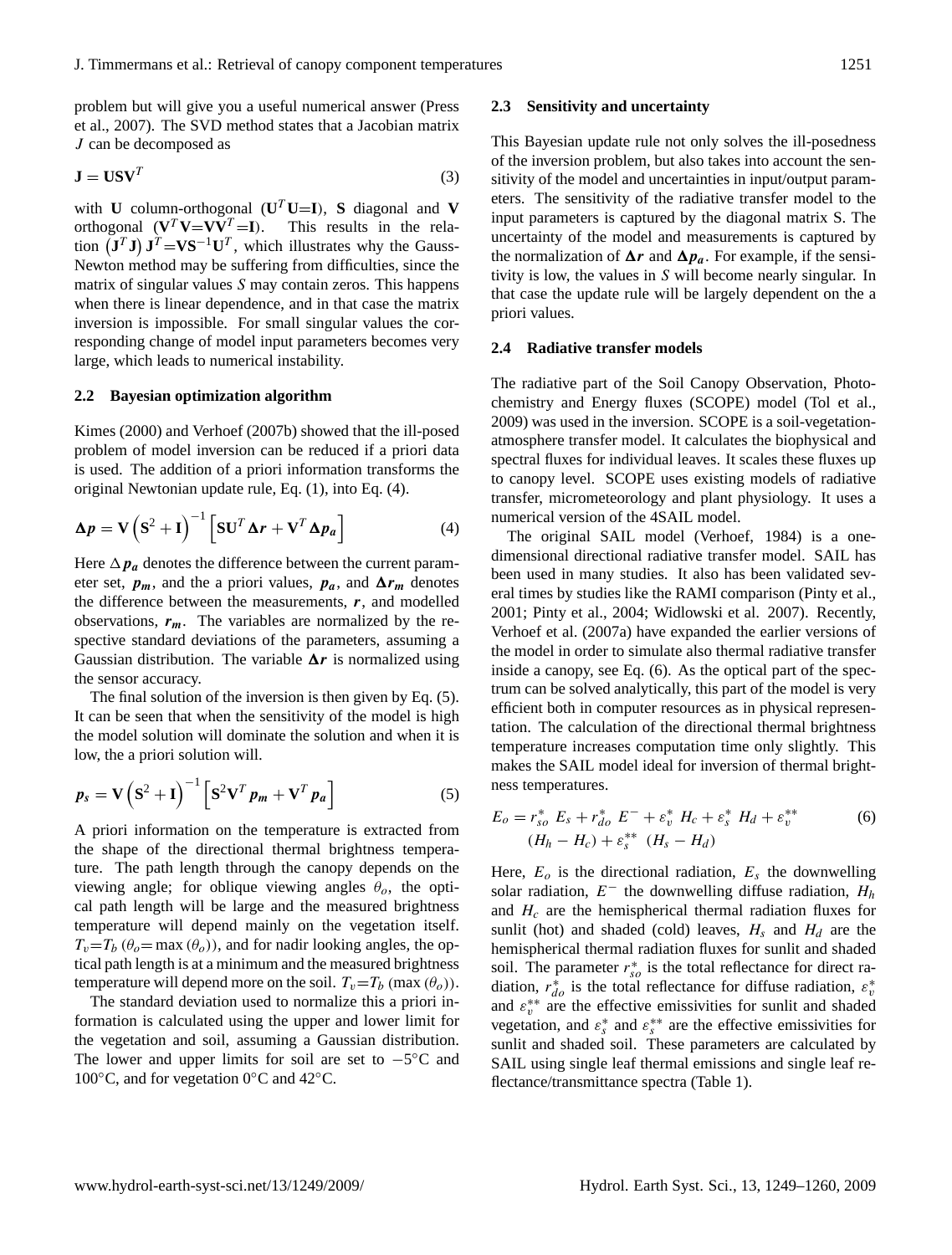problem but will give you a useful numerical answer (Press et al., 2007). The SVD method states that a Jacobian matrix $J$ can be decomposed as

$$\mathbf{J} = \mathbf{U}\mathbf{S}\mathbf{V}^T \tag{3}$$

with $\mathbf{U}$ column-orthogonal ($\mathbf{U}^T\mathbf{U}$=$\mathbf{I}$), $\mathbf{S}$ diagonal and $\mathbf{V}$ orthogonal ($\mathbf{V}^T\mathbf{V}$=$\mathbf{V}\mathbf{V}^T$=$\mathbf{I}$). This results in the relation $\left(\mathbf{J}^T\mathbf{J}\right)\mathbf{J}^T$=$\mathbf{V}\mathbf{S}^{-1}\mathbf{U}^T$, which illustrates why the Gauss-Newton method may be suffering from difficulties, since the matrix of singular values $S$ may contain zeros. This happens when there is linear dependence, and in that case the matrix inversion is impossible. For small singular values the corresponding change of model input parameters becomes very large, which leads to numerical instability.

### 2.2 Bayesian optimization algorithm

Kimes (2000) and Verhoef (2007b) showed that the ill-posed problem of model inversion can be reduced if a priori data is used. The addition of a priori information transforms the original Newtonian update rule, Eq. (1), into Eq. (4).

$$\boldsymbol{\Delta p} = \mathbf{V}\left(\mathbf{S}^2 + \mathbf{I}\right)^{-1}\left[\mathbf{S}\mathbf{U}^T\boldsymbol{\Delta r} + \mathbf{V}^T\boldsymbol{\Delta p_a}\right] \tag{4}$$

Here $\Delta \boldsymbol{p_a}$ denotes the difference between the current parameter set, $\boldsymbol{p_m}$, and the a priori values, $\boldsymbol{p_a}$, and $\boldsymbol{\Delta r_m}$ denotes the difference between the measurements, $\boldsymbol{r}$, and modelled observations, $\boldsymbol{r_m}$. The variables are normalized by the respective standard deviations of the parameters, assuming a Gaussian distribution. The variable $\boldsymbol{\Delta r}$ is normalized using the sensor accuracy.

The final solution of the inversion is then given by Eq. (5). It can be seen that when the sensitivity of the model is high the model solution will dominate the solution and when it is low, the a priori solution will.

$$\boldsymbol{p_s} = \mathbf{V}\left(\mathbf{S}^2 + \mathbf{I}\right)^{-1}\left[\mathbf{S}^2\mathbf{V}^T\boldsymbol{p_m} + \mathbf{V}^T\boldsymbol{p_a}\right] \tag{5}$$

A priori information on the temperature is extracted from the shape of the directional thermal brightness temperature. The path length through the canopy depends on the viewing angle; for oblique viewing angles $\theta_o$, the optical path length will be large and the measured brightness temperature will depend mainly on the vegetation itself. $T_v$=$T_b$ ($\theta_o$= max ($\theta_o$)), and for nadir looking angles, the optical path length is at a minimum and the measured brightness temperature will depend more on the soil. $T_v$=$T_b$ (max ($\theta_o$)).

The standard deviation used to normalize this a priori information is calculated using the upper and lower limit for the vegetation and soil, assuming a Gaussian distribution. The lower and upper limits for soil are set to $-5$°C and 100°C, and for vegetation 0°C and 42°C.

### 2.3 Sensitivity and uncertainty

This Bayesian update rule not only solves the ill-posedness of the inversion problem, but also takes into account the sensitivity of the model and uncertainties in input/output parameters. The sensitivity of the radiative transfer model to the input parameters is captured by the diagonal matrix S. The uncertainty of the model and measurements is captured by the normalization of $\boldsymbol{\Delta r}$ and $\boldsymbol{\Delta p_a}$. For example, if the sensitivity is low, the values in $S$ will become nearly singular. In that case the update rule will be largely dependent on the a priori values.

### 2.4 Radiative transfer models

The radiative part of the Soil Canopy Observation, Photochemistry and Energy fluxes (SCOPE) model (Tol et al., 2009) was used in the inversion. SCOPE is a soil-vegetation-atmosphere transfer model. It calculates the biophysical and spectral fluxes for individual leaves. It scales these fluxes up to canopy level. SCOPE uses existing models of radiative transfer, micrometeorology and plant physiology. It uses a numerical version of the 4SAIL model.

The original SAIL model (Verhoef, 1984) is a one-dimensional directional radiative transfer model. SAIL has been used in many studies. It also has been validated several times by studies like the RAMI comparison (Pinty et al., 2001; Pinty et al., 2004; Widlowski et al. 2007). Recently, Verhoef et al. (2007a) have expanded the earlier versions of the model in order to simulate also thermal radiative transfer inside a canopy, see Eq. (6). As the optical part of the spectrum can be solved analytically, this part of the model is very efficient both in computer resources as in physical representation. The calculation of the directional thermal brightness temperature increases computation time only slightly. This makes the SAIL model ideal for inversion of thermal brightness temperatures.

$$E_o = r_{so}^*\ E_s + r_{do}^*\ E^- + \varepsilon_v^*\ H_c + \varepsilon_s^*\ H_d + \varepsilon_v^{**} \\ (H_h - H_c) + \varepsilon_s^{**}\ (H_s - H_d) \tag{6}$$

Here, $E_o$ is the directional radiation, $E_s$ the downwelling solar radiation, $E^-$ the downwelling diffuse radiation, $H_h$ and $H_c$ are the hemispherical thermal radiation fluxes for sunlit (hot) and shaded (cold) leaves, $H_s$ and $H_d$ are the hemispherical thermal radiation fluxes for sunlit and shaded soil. The parameter $r_{so}^*$ is the total reflectance for direct radiation, $r_{do}^*$ is the total reflectance for diffuse radiation, $\varepsilon_v^*$ and $\varepsilon_v^{**}$ are the effective emissivities for sunlit and shaded vegetation, and $\varepsilon_s^*$ and $\varepsilon_s^{**}$ are the effective emissivities for sunlit and shaded soil. These parameters are calculated by SAIL using single leaf thermal emissions and single leaf reflectance/transmittance spectra (Table 1).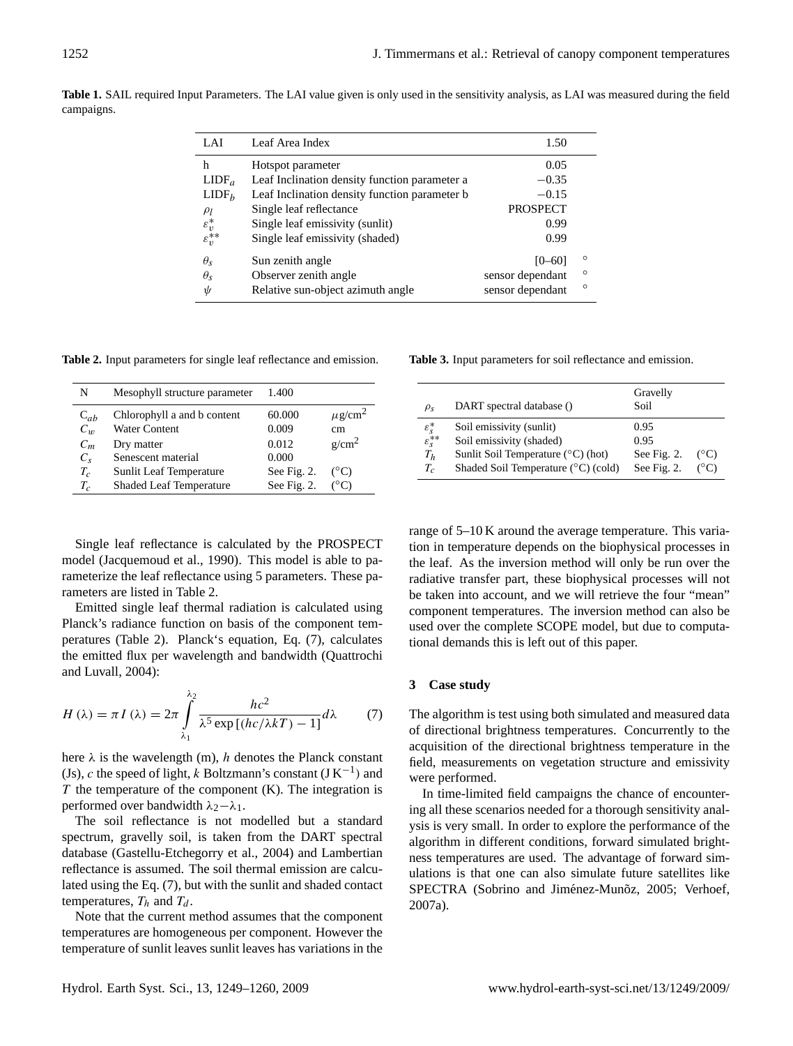**Table 1.** SAIL required Input Parameters. The LAI value given is only used in the sensitivity analysis, as LAI was measured during the field campaigns.

| | | | |
|---|---|---|---|
| LAI | Leaf Area Index | 1.50 | |
| h | Hotspot parameter | 0.05 | |
| $LIDF_a$ | Leaf Inclination density function parameter a | −0.35 | |
| $LIDF_b$ | Leaf Inclination density function parameter b | −0.15 | |
| $\rho_l$ | Single leaf reflectance | PROSPECT | |
| $\varepsilon_v^*$ | Single leaf emissivity (sunlit) | 0.99 | |
| $\varepsilon_v^{**}$ | Single leaf emissivity (shaded) | 0.99 | |
| $\theta_s$ | Sun zenith angle | [0–60] | ° |
| $\theta_s$ | Observer zenith angle | sensor dependant | ° |
| $\psi$ | Relative sun-object azimuth angle | sensor dependant | ° |

**Table 2.** Input parameters for single leaf reflectance and emission.

| | | | |
|---|---|---|---|
| N | Mesophyll structure parameter | 1.400 | |
| $C_{ab}$ | Chlorophyll a and b content | 60.000 | $\mu$g/cm$^2$ |
| $C_w$ | Water Content | 0.009 | cm |
| $C_m$ | Dry matter | 0.012 | g/cm$^2$ |
| $C_s$ | Senescent material | 0.000 | |
| $T_c$ | Sunlit Leaf Temperature | See Fig. 2. | (°C) |
| $T_c$ | Shaded Leaf Temperature | See Fig. 2. | (°C) |

**Table 3.** Input parameters for soil reflectance and emission.

| | | | |
|---|---|---|---|
| $\rho_s$ | DART spectral database () | Gravelly Soil | |
| $\varepsilon_s^*$ | Soil emissivity (sunlit) | 0.95 | |
| $\varepsilon_s^{**}$ | Soil emissivity (shaded) | 0.95 | |
| $T_h$ | Sunlit Soil Temperature (°C) (hot) | See Fig. 2. | (°C) |
| $T_c$ | Shaded Soil Temperature (°C) (cold) | See Fig. 2. | (°C) |

Single leaf reflectance is calculated by the PROSPECT model (Jacquemoud et al., 1990). This model is able to parameterize the leaf reflectance using 5 parameters. These parameters are listed in Table 2.

Emitted single leaf thermal radiation is calculated using Planck's radiance function on basis of the component temperatures (Table 2). Planck's equation, Eq. (7), calculates the emitted flux per wavelength and bandwidth (Quattrochi and Luvall, 2004):

$$H(\lambda) = \pi I(\lambda) = 2\pi \int_{\lambda_1}^{\lambda_2} \frac{hc^2}{\lambda^5 \exp\left[(hc/\lambda kT) - 1\right]} d\lambda \qquad (7)$$

here $\lambda$ is the wavelength (m), $h$ denotes the Planck constant (Js), $c$ the speed of light, $k$ Boltzmann's constant (J K$^{-1}$) and $T$ the temperature of the component (K). The integration is performed over bandwidth $\lambda_2 - \lambda_1$.

The soil reflectance is not modelled but a standard spectrum, gravelly soil, is taken from the DART spectral database (Gastellu-Etchegorry et al., 2004) and Lambertian reflectance is assumed. The soil thermal emission are calculated using the Eq. (7), but with the sunlit and shaded contact temperatures, $T_h$ and $T_d$.

Note that the current method assumes that the component temperatures are homogeneous per component. However the temperature of sunlit leaves sunlit leaves has variations in the range of 5–10 K around the average temperature. This variation in temperature depends on the biophysical processes in the leaf. As the inversion method will only be run over the radiative transfer part, these biophysical processes will not be taken into account, and we will retrieve the four "mean" component temperatures. The inversion method can also be used over the complete SCOPE model, but due to computational demands this is left out of this paper.

## 3 Case study

The algorithm is test using both simulated and measured data of directional brightness temperatures. Concurrently to the acquisition of the directional brightness temperature in the field, measurements on vegetation structure and emissivity were performed.

In time-limited field campaigns the chance of encountering all these scenarios needed for a thorough sensitivity analysis is very small. In order to explore the performance of the algorithm in different conditions, forward simulated brightness temperatures are used. The advantage of forward simulations is that one can also simulate future satellites like SPECTRA (Sobrino and Jiménez-Munõz, 2005; Verhoef, 2007a).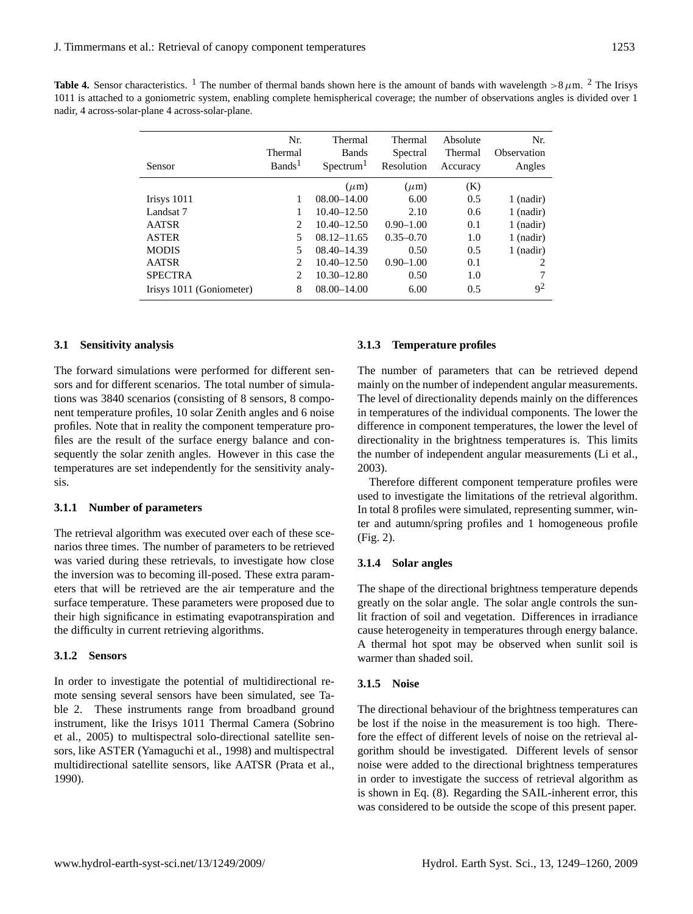**Table 4.** Sensor characteristics. [1] The number of thermal bands shown here is the amount of bands with wavelength $>8\,\mu$m. [2] The Irisys 1011 is attached to a goniometric system, enabling complete hemispherical coverage; the number of observations angles is divided over 1 nadir, 4 across-solar-plane 4 across-solar-plane.

| Sensor | Nr. Thermal Bands[1] | Thermal Bands Spectrum[1] | Thermal Spectral Resolution | Absolute Thermal Accuracy | Nr. Observation Angles |
|---|---|---|---|---|---|
| | | ($\mu$m) | ($\mu$m) | (K) | |
| Irisys 1011 | 1 | 08.00–14.00 | 6.00 | 0.5 | 1 (nadir) |
| Landsat 7 | 1 | 10.40–12.50 | 2.10 | 0.6 | 1 (nadir) |
| AATSR | 2 | 10.40–12.50 | 0.90–1.00 | 0.1 | 1 (nadir) |
| ASTER | 5 | 08.12–11.65 | 0.35–0.70 | 1.0 | 1 (nadir) |
| MODIS | 5 | 08.40–14.39 | 0.50 | 0.5 | 1 (nadir) |
| AATSR | 2 | 10.40–12.50 | 0.90–1.00 | 0.1 | 2 |
| SPECTRA | 2 | 10.30–12.80 | 0.50 | 1.0 | 7 |
| Irisys 1011 (Goniometer) | 8 | 08.00–14.00 | 6.00 | 0.5 | 9[2] |

### 3.1 Sensitivity analysis

The forward simulations were performed for different sensors and for different scenarios. The total number of simulations was 3840 scenarios (consisting of 8 sensors, 8 component temperature profiles, 10 solar Zenith angles and 6 noise profiles. Note that in reality the component temperature profiles are the result of the surface energy balance and consequently the solar zenith angles. However in this case the temperatures are set independently for the sensitivity analysis.

#### 3.1.1 Number of parameters

The retrieval algorithm was executed over each of these scenarios three times. The number of parameters to be retrieved was varied during these retrievals, to investigate how close the inversion was to becoming ill-posed. These extra parameters that will be retrieved are the air temperature and the surface temperature. These parameters were proposed due to their high significance in estimating evapotranspiration and the difficulty in current retrieving algorithms.

#### 3.1.2 Sensors

In order to investigate the potential of multidirectional remote sensing several sensors have been simulated, see Table 2. These instruments range from broadband ground instrument, like the Irisys 1011 Thermal Camera (Sobrino et al., 2005) to multispectral solo-directional satellite sensors, like ASTER (Yamaguchi et al., 1998) and multispectral multidirectional satellite sensors, like AATSR (Prata et al., 1990).

#### 3.1.3 Temperature profiles

The number of parameters that can be retrieved depend mainly on the number of independent angular measurements. The level of directionality depends mainly on the differences in temperatures of the individual components. The lower the difference in component temperatures, the lower the level of directionality in the brightness temperatures is. This limits the number of independent angular measurements (Li et al., 2003).

Therefore different component temperature profiles were used to investigate the limitations of the retrieval algorithm. In total 8 profiles were simulated, representing summer, winter and autumn/spring profiles and 1 homogeneous profile (Fig. 2).

#### 3.1.4 Solar angles

The shape of the directional brightness temperature depends greatly on the solar angle. The solar angle controls the sunlit fraction of soil and vegetation. Differences in irradiance cause heterogeneity in temperatures through energy balance. A thermal hot spot may be observed when sunlit soil is warmer than shaded soil.

#### 3.1.5 Noise

The directional behaviour of the brightness temperatures can be lost if the noise in the measurement is too high. Therefore the effect of different levels of noise on the retrieval algorithm should be investigated. Different levels of sensor noise were added to the directional brightness temperatures in order to investigate the success of retrieval algorithm as is shown in Eq. (8). Regarding the SAIL-inherent error, this was considered to be outside the scope of this present paper.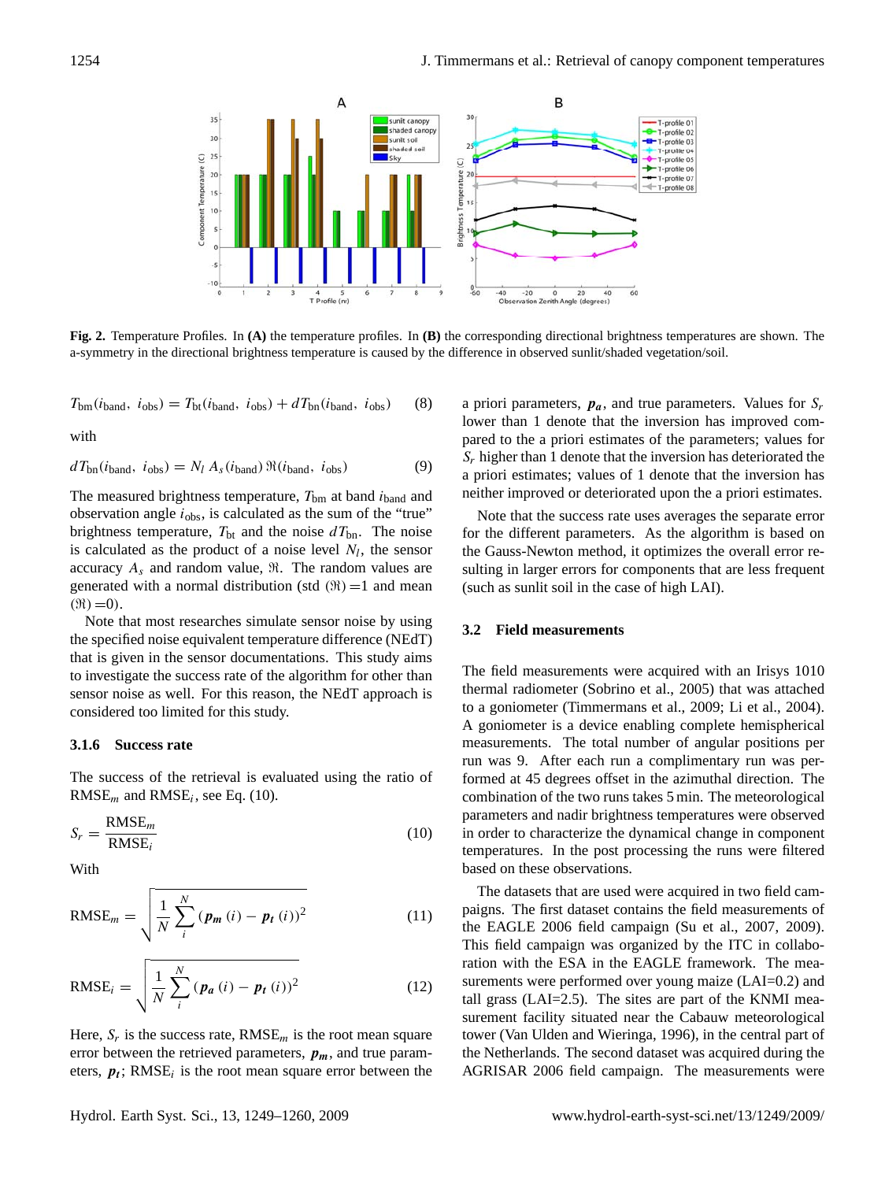Fig. 2. Temperature Profiles. In **(A)** the temperature profiles. In **(B)** the corresponding directional brightness temperatures are shown. The a-symmetry in the directional brightness temperature is caused by the difference in observed sunlit/shaded vegetation/soil.

$$T_{\mathrm{bm}}(i_{\mathrm{band}},\ i_{\mathrm{obs}}) = T_{\mathrm{bt}}(i_{\mathrm{band}},\ i_{\mathrm{obs}}) + dT_{\mathrm{bn}}(i_{\mathrm{band}},\ i_{\mathrm{obs}}) \quad (8)$$

with

$$dT_{\mathrm{bn}}(i_{\mathrm{band}},\ i_{\mathrm{obs}}) = N_l\, A_s(i_{\mathrm{band}})\, \Re(i_{\mathrm{band}},\ i_{\mathrm{obs}}) \quad (9)$$

The measured brightness temperature, $T_{\mathrm{bm}}$ at band $i_{\mathrm{band}}$ and observation angle $i_{\mathrm{obs}}$, is calculated as the sum of the "true" brightness temperature, $T_{\mathrm{bt}}$ and the noise $dT_{\mathrm{bn}}$. The noise is calculated as the product of a noise level $N_l$, the sensor accuracy $A_s$ and random value, $\Re$. The random values are generated with a normal distribution (std $(\Re)=1$ and mean $(\Re)=0$).

Note that most researches simulate sensor noise by using the specified noise equivalent temperature difference (NEdT) that is given in the sensor documentations. This study aims to investigate the success rate of the algorithm for other than sensor noise as well. For this reason, the NEdT approach is considered too limited for this study.

#### 3.1.6 Success rate

The success of the retrieval is evaluated using the ratio of $\mathrm{RMSE}_m$ and $\mathrm{RMSE}_i$, see Eq. (10).

$$S_r = \frac{\mathrm{RMSE}_m}{\mathrm{RMSE}_i} \quad (10)$$

With

$$\mathrm{RMSE}_m = \sqrt{\frac{1}{N}\sum_{i}^{N}\left(\boldsymbol{p_m}(i) - \boldsymbol{p_t}(i)\right)^2} \quad (11)$$

$$\mathrm{RMSE}_i = \sqrt{\frac{1}{N}\sum_{i}^{N}\left(\boldsymbol{p_a}(i) - \boldsymbol{p_t}(i)\right)^2} \quad (12)$$

Here, $S_r$ is the success rate, $\mathrm{RMSE}_m$ is the root mean square error between the retrieved parameters, $\boldsymbol{p_m}$, and true parameters, $\boldsymbol{p_t}$; $\mathrm{RMSE}_i$ is the root mean square error between the a priori parameters, $\boldsymbol{p_a}$, and true parameters. Values for $S_r$ lower than 1 denote that the inversion has improved compared to the a priori estimates of the parameters; values for $S_r$ higher than 1 denote that the inversion has deteriorated the a priori estimates; values of 1 denote that the inversion has neither improved or deteriorated upon the a priori estimates.

Note that the success rate uses averages the separate error for the different parameters. As the algorithm is based on the Gauss-Newton method, it optimizes the overall error resulting in larger errors for components that are less frequent (such as sunlit soil in the case of high LAI).

### 3.2 Field measurements

The field measurements were acquired with an Irisys 1010 thermal radiometer (Sobrino et al., 2005) that was attached to a goniometer (Timmermans et al., 2009; Li et al., 2004). A goniometer is a device enabling complete hemispherical measurements. The total number of angular positions per run was 9. After each run a complimentary run was performed at 45 degrees offset in the azimuthal direction. The combination of the two runs takes 5 min. The meteorological parameters and nadir brightness temperatures were observed in order to characterize the dynamical change in component temperatures. In the post processing the runs were filtered based on these observations.

The datasets that are used were acquired in two field campaigns. The first dataset contains the field measurements of the EAGLE 2006 field campaign (Su et al., 2007, 2009). This field campaign was organized by the ITC in collaboration with the ESA in the EAGLE framework. The measurements were performed over young maize (LAI=0.2) and tall grass (LAI=2.5). The sites are part of the KNMI measurement facility situated near the Cabauw meteorological tower (Van Ulden and Wieringa, 1996), in the central part of the Netherlands. The second dataset was acquired during the AGRISAR 2006 field campaign. The measurements were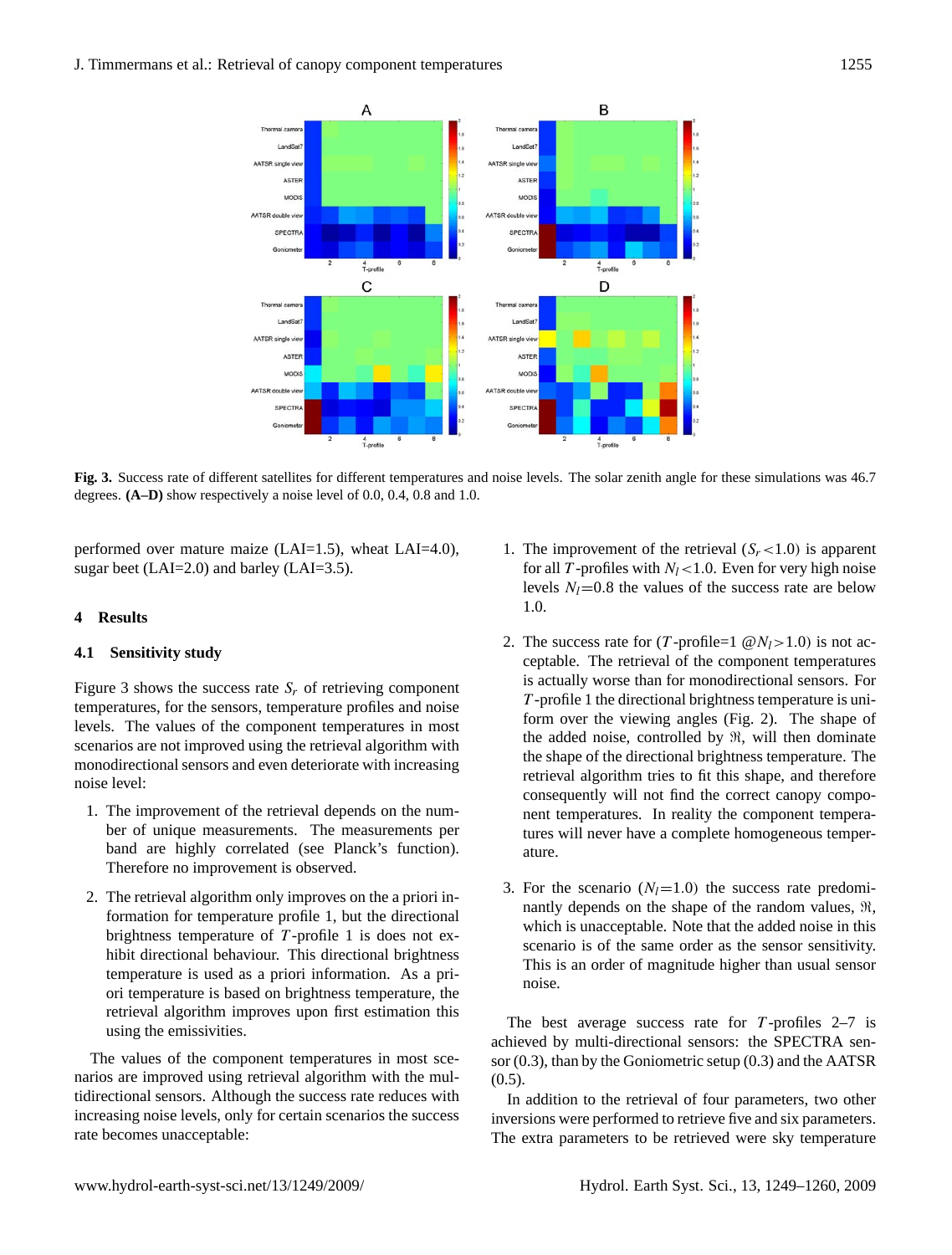**Fig. 3.** Success rate of different satellites for different temperatures and noise levels. The solar zenith angle for these simulations was 46.7 degrees. **(A–D)** show respectively a noise level of 0.0, 0.4, 0.8 and 1.0.

performed over mature maize (LAI=1.5), wheat LAI=4.0), sugar beet (LAI=2.0) and barley (LAI=3.5).

## 4 Results

### 4.1 Sensitivity study

Figure 3 shows the success rate $S_r$ of retrieving component temperatures, for the sensors, temperature profiles and noise levels. The values of the component temperatures in most scenarios are not improved using the retrieval algorithm with monodirectional sensors and even deteriorate with increasing noise level:

1. The improvement of the retrieval depends on the number of unique measurements. The measurements per band are highly correlated (see Planck's function). Therefore no improvement is observed.

2. The retrieval algorithm only improves on the a priori information for temperature profile 1, but the directional brightness temperature of $T$-profile 1 is does not exhibit directional behaviour. This directional brightness temperature is used as a priori information. As a priori temperature is based on brightness temperature, the retrieval algorithm improves upon first estimation this using the emissivities.

The values of the component temperatures in most scenarios are improved using retrieval algorithm with the multidirectional sensors. Although the success rate reduces with increasing noise levels, only for certain scenarios the success rate becomes unacceptable:

1. The improvement of the retrieval ($S_r$<1.0) is apparent for all $T$-profiles with $N_l$<1.0. Even for very high noise levels $N_l$=0.8 the values of the success rate are below 1.0.

2. The success rate for ($T$-profile=1 @$N_l$>1.0) is not acceptable. The retrieval of the component temperatures is actually worse than for monodirectional sensors. For $T$-profile 1 the directional brightness temperature is uniform over the viewing angles (Fig. 2). The shape of the added noise, controlled by $\Re$, will then dominate the shape of the directional brightness temperature. The retrieval algorithm tries to fit this shape, and therefore consequently will not find the correct canopy component temperatures. In reality the component temperatures will never have a complete homogeneous temperature.

3. For the scenario ($N_l$=1.0) the success rate predominantly depends on the shape of the random values, $\Re$, which is unacceptable. Note that the added noise in this scenario is of the same order as the sensor sensitivity. This is an order of magnitude higher than usual sensor noise.

The best average success rate for $T$-profiles 2–7 is achieved by multi-directional sensors: the SPECTRA sensor (0.3), than by the Goniometric setup (0.3) and the AATSR (0.5).

In addition to the retrieval of four parameters, two other inversions were performed to retrieve five and six parameters. The extra parameters to be retrieved were sky temperature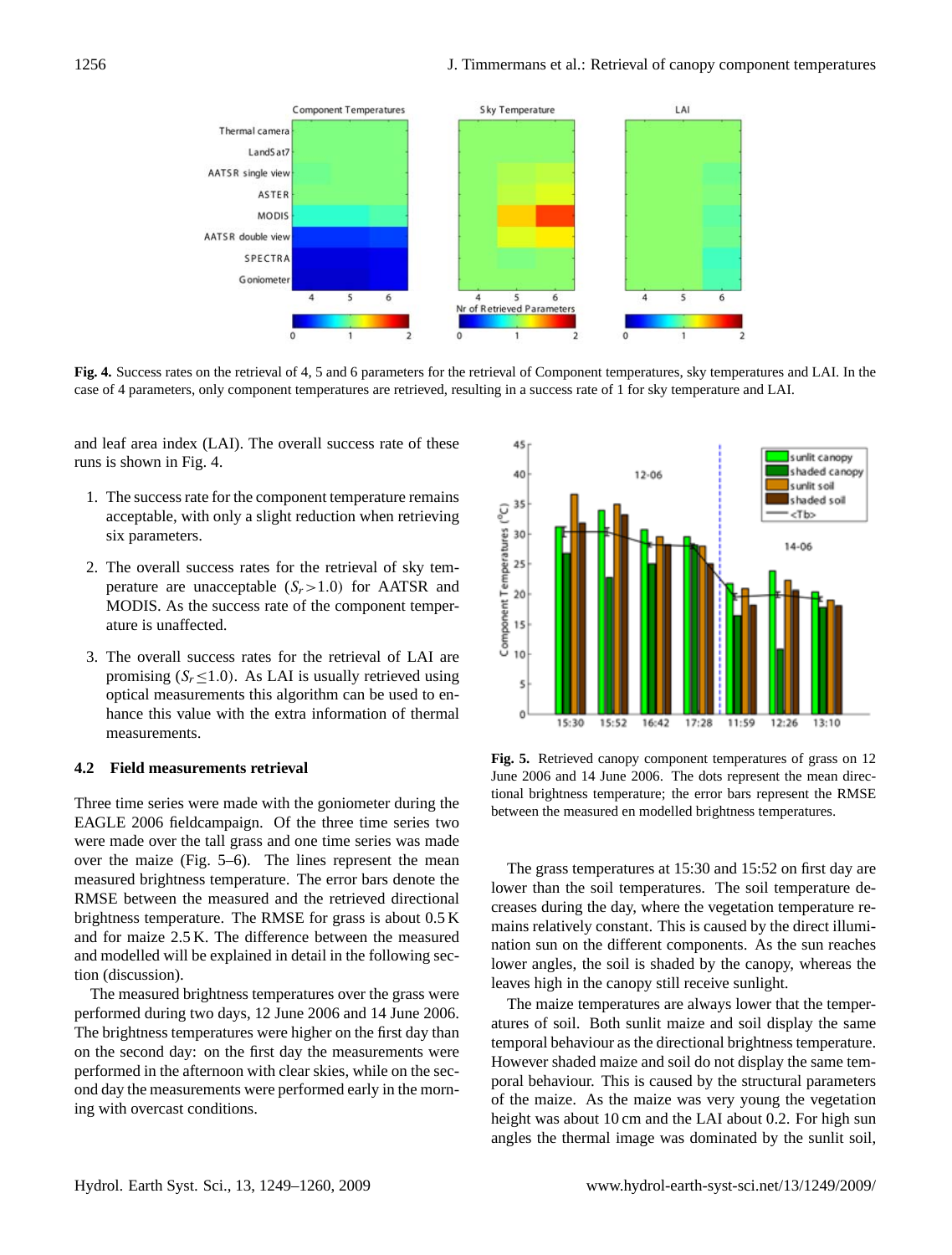**Fig. 4.** Success rates on the retrieval of 4, 5 and 6 parameters for the retrieval of Component temperatures, sky temperatures and LAI. In the case of 4 parameters, only component temperatures are retrieved, resulting in a success rate of 1 for sky temperature and LAI.

and leaf area index (LAI). The overall success rate of these runs is shown in Fig. 4.

1. The success rate for the component temperature remains acceptable, with only a slight reduction when retrieving six parameters.

2. The overall success rates for the retrieval of sky temperature are unacceptable ($S_r > 1.0$) for AATSR and MODIS. As the success rate of the component temperature is unaffected.

3. The overall success rates for the retrieval of LAI are promising ($S_r \leq 1.0$). As LAI is usually retrieved using optical measurements this algorithm can be used to enhance this value with the extra information of thermal measurements.

### 4.2 Field measurements retrieval

Three time series were made with the goniometer during the EAGLE 2006 fieldcampaign. Of the three time series two were made over the tall grass and one time series was made over the maize (Fig. 5–6). The lines represent the mean measured brightness temperature. The error bars denote the RMSE between the measured and the retrieved directional brightness temperature. The RMSE for grass is about 0.5 K and for maize 2.5 K. The difference between the measured and modelled will be explained in detail in the following section (discussion).

The measured brightness temperatures over the grass were performed during two days, 12 June 2006 and 14 June 2006. The brightness temperatures were higher on the first day than on the second day: on the first day the measurements were performed in the afternoon with clear skies, while on the second day the measurements were performed early in the morning with overcast conditions.

**Fig. 5.** Retrieved canopy component temperatures of grass on 12 June 2006 and 14 June 2006. The dots represent the mean directional brightness temperature; the error bars represent the RMSE between the measured en modelled brightness temperatures.

The grass temperatures at 15:30 and 15:52 on first day are lower than the soil temperatures. The soil temperature decreases during the day, where the vegetation temperature remains relatively constant. This is caused by the direct illumination sun on the different components. As the sun reaches lower angles, the soil is shaded by the canopy, whereas the leaves high in the canopy still receive sunlight.

The maize temperatures are always lower that the temperatures of soil. Both sunlit maize and soil display the same temporal behaviour as the directional brightness temperature. However shaded maize and soil do not display the same temporal behaviour. This is caused by the structural parameters of the maize. As the maize was very young the vegetation height was about 10 cm and the LAI about 0.2. For high sun angles the thermal image was dominated by the sunlit soil,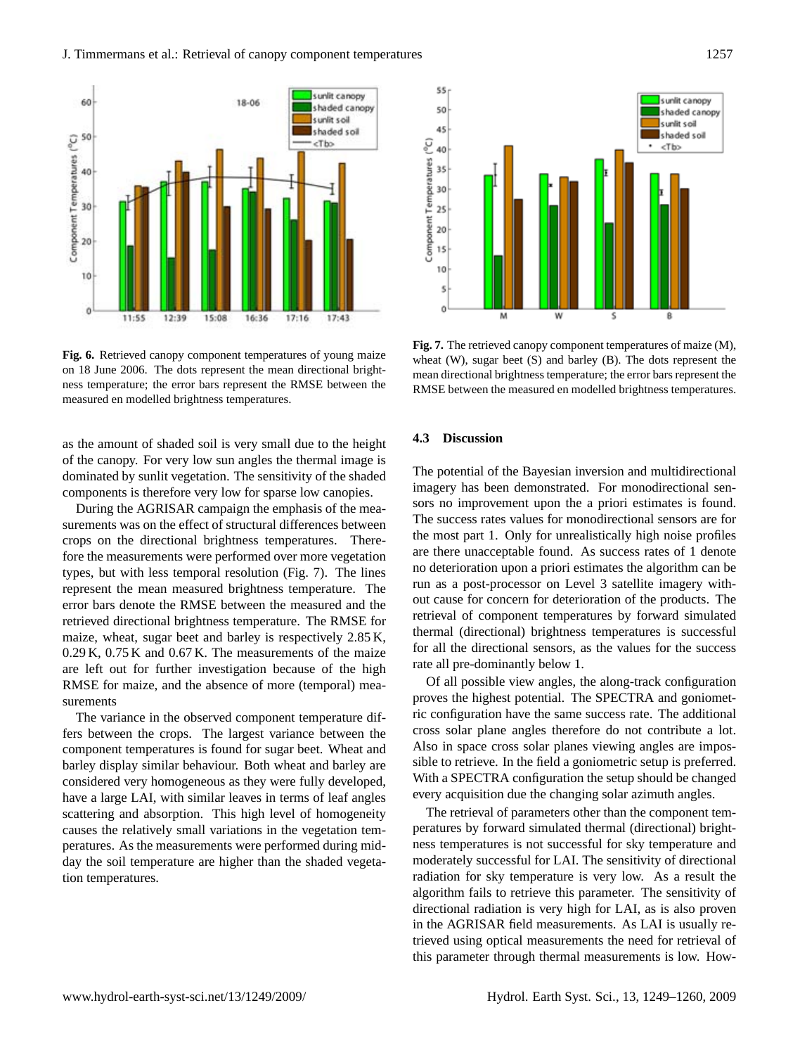18-06

Component Temperatures (°C)

0
10
20
30
40
50
60

11:55
12:39
15:08
16:36
17:16
17:43

sunlit canopy
shaded canopy
sunlit soil
shaded soil
<Tb>

**Fig. 6.** Retrieved canopy component temperatures of young maize on 18 June 2006. The dots represent the mean directional brightness temperature; the error bars represent the RMSE between the measured en modelled brightness temperatures.

Component Temperatures (°C)

0
5
10
15
20
25
30
35
40
45
50
55

M
W
S
B

sunlit canopy
shaded canopy
sunlit soil
shaded soil
<Tb>

**Fig. 7.** The retrieved canopy component temperatures of maize (M), wheat (W), sugar beet (S) and barley (B). The dots represent the mean directional brightness temperature; the error bars represent the RMSE between the measured en modelled brightness temperatures.

as the amount of shaded soil is very small due to the height of the canopy. For very low sun angles the thermal image is dominated by sunlit vegetation. The sensitivity of the shaded components is therefore very low for sparse low canopies.

During the AGRISAR campaign the emphasis of the measurements was on the effect of structural differences between crops on the directional brightness temperatures. Therefore the measurements were performed over more vegetation types, but with less temporal resolution (Fig. 7). The lines represent the mean measured brightness temperature. The error bars denote the RMSE between the measured and the retrieved directional brightness temperature. The RMSE for maize, wheat, sugar beet and barley is respectively 2.85 K, 0.29 K, 0.75 K and 0.67 K. The measurements of the maize are left out for further investigation because of the high RMSE for maize, and the absence of more (temporal) measurements

The variance in the observed component temperature differs between the crops. The largest variance between the component temperatures is found for sugar beet. Wheat and barley display similar behaviour. Both wheat and barley are considered very homogeneous as they were fully developed, have a large LAI, with similar leaves in terms of leaf angles scattering and absorption. This high level of homogeneity causes the relatively small variations in the vegetation temperatures. As the measurements were performed during midday the soil temperature are higher than the shaded vegetation temperatures.

### 4.3 Discussion

The potential of the Bayesian inversion and multidirectional imagery has been demonstrated. For monodirectional sensors no improvement upon the a priori estimates is found. The success rates values for monodirectional sensors are for the most part 1. Only for unrealistically high noise profiles are there unacceptable found. As success rates of 1 denote no deterioration upon a priori estimates the algorithm can be run as a post-processor on Level 3 satellite imagery without cause for concern for deterioration of the products. The retrieval of component temperatures by forward simulated thermal (directional) brightness temperatures is successful for all the directional sensors, as the values for the success rate all pre-dominantly below 1.

Of all possible view angles, the along-track configuration proves the highest potential. The SPECTRA and goniometric configuration have the same success rate. The additional cross solar plane angles therefore do not contribute a lot. Also in space cross solar planes viewing angles are impossible to retrieve. In the field a goniometric setup is preferred. With a SPECTRA configuration the setup should be changed every acquisition due the changing solar azimuth angles.

The retrieval of parameters other than the component temperatures by forward simulated thermal (directional) brightness temperatures is not successful for sky temperature and moderately successful for LAI. The sensitivity of directional radiation for sky temperature is very low. As a result the algorithm fails to retrieve this parameter. The sensitivity of directional radiation is very high for LAI, as is also proven in the AGRISAR field measurements. As LAI is usually retrieved using optical measurements the need for retrieval of this parameter through thermal measurements is low. How-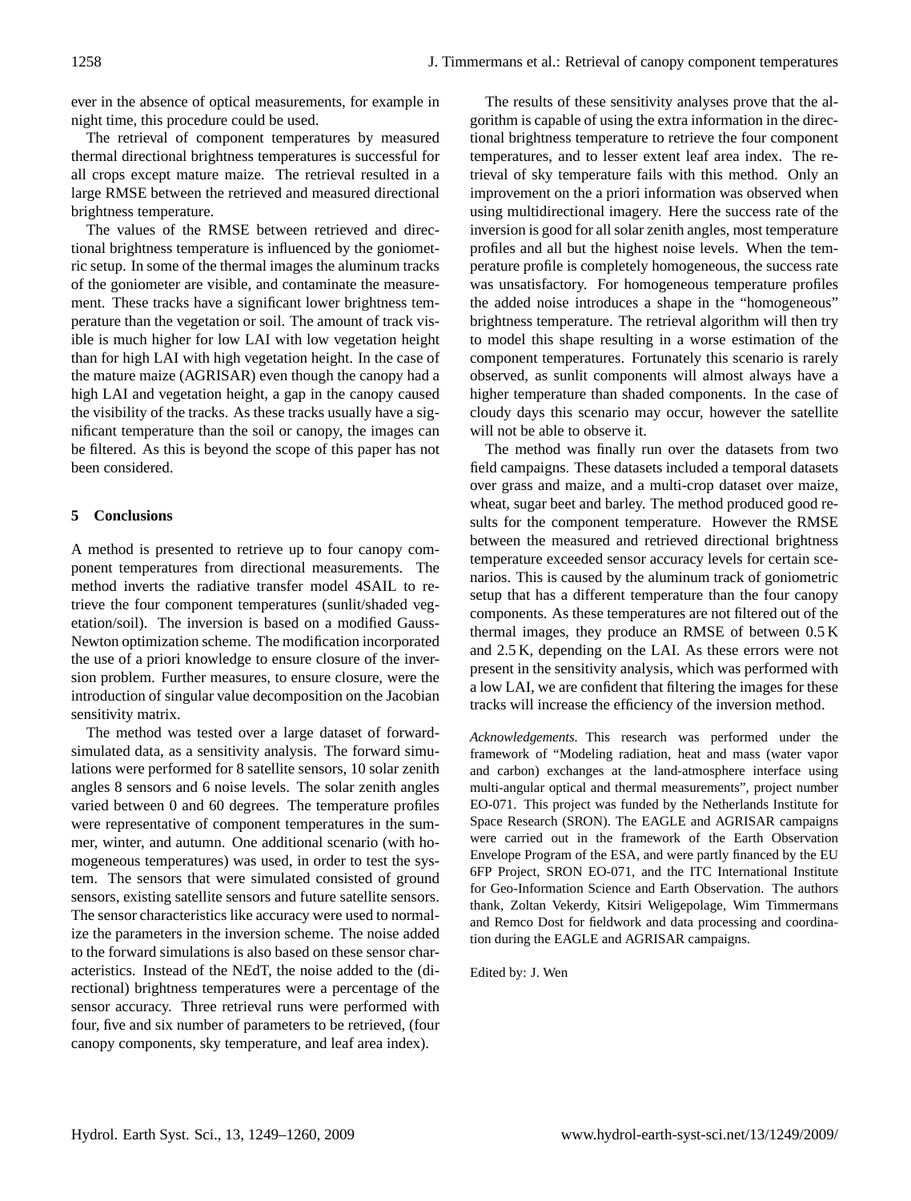ever in the absence of optical measurements, for example in night time, this procedure could be used.

The retrieval of component temperatures by measured thermal directional brightness temperatures is successful for all crops except mature maize. The retrieval resulted in a large RMSE between the retrieved and measured directional brightness temperature.

The values of the RMSE between retrieved and directional brightness temperature is influenced by the goniometric setup. In some of the thermal images the aluminum tracks of the goniometer are visible, and contaminate the measurement. These tracks have a significant lower brightness temperature than the vegetation or soil. The amount of track visible is much higher for low LAI with low vegetation height than for high LAI with high vegetation height. In the case of the mature maize (AGRISAR) even though the canopy had a high LAI and vegetation height, a gap in the canopy caused the visibility of the tracks. As these tracks usually have a significant temperature than the soil or canopy, the images can be filtered. As this is beyond the scope of this paper has not been considered.

## 5 Conclusions

A method is presented to retrieve up to four canopy component temperatures from directional measurements. The method inverts the radiative transfer model 4SAIL to retrieve the four component temperatures (sunlit/shaded vegetation/soil). The inversion is based on a modified Gauss-Newton optimization scheme. The modification incorporated the use of a priori knowledge to ensure closure of the inversion problem. Further measures, to ensure closure, were the introduction of singular value decomposition on the Jacobian sensitivity matrix.

The method was tested over a large dataset of forward-simulated data, as a sensitivity analysis. The forward simulations were performed for 8 satellite sensors, 10 solar zenith angles 8 sensors and 6 noise levels. The solar zenith angles varied between 0 and 60 degrees. The temperature profiles were representative of component temperatures in the summer, winter, and autumn. One additional scenario (with homogeneous temperatures) was used, in order to test the system. The sensors that were simulated consisted of ground sensors, existing satellite sensors and future satellite sensors. The sensor characteristics like accuracy were used to normalize the parameters in the inversion scheme. The noise added to the forward simulations is also based on these sensor characteristics. Instead of the NEdT, the noise added to the (directional) brightness temperatures were a percentage of the sensor accuracy. Three retrieval runs were performed with four, five and six number of parameters to be retrieved, (four canopy components, sky temperature, and leaf area index).

The results of these sensitivity analyses prove that the algorithm is capable of using the extra information in the directional brightness temperature to retrieve the four component temperatures, and to lesser extent leaf area index. The retrieval of sky temperature fails with this method. Only an improvement on the a priori information was observed when using multidirectional imagery. Here the success rate of the inversion is good for all solar zenith angles, most temperature profiles and all but the highest noise levels. When the temperature profile is completely homogeneous, the success rate was unsatisfactory. For homogeneous temperature profiles the added noise introduces a shape in the "homogeneous" brightness temperature. The retrieval algorithm will then try to model this shape resulting in a worse estimation of the component temperatures. Fortunately this scenario is rarely observed, as sunlit components will almost always have a higher temperature than shaded components. In the case of cloudy days this scenario may occur, however the satellite will not be able to observe it.

The method was finally run over the datasets from two field campaigns. These datasets included a temporal datasets over grass and maize, and a multi-crop dataset over maize, wheat, sugar beet and barley. The method produced good results for the component temperature. However the RMSE between the measured and retrieved directional brightness temperature exceeded sensor accuracy levels for certain scenarios. This is caused by the aluminum track of goniometric setup that has a different temperature than the four canopy components. As these temperatures are not filtered out of the thermal images, they produce an RMSE of between 0.5 K and 2.5 K, depending on the LAI. As these errors were not present in the sensitivity analysis, which was performed with a low LAI, we are confident that filtering the images for these tracks will increase the efficiency of the inversion method.

*Acknowledgements.* This research was performed under the framework of "Modeling radiation, heat and mass (water vapor and carbon) exchanges at the land-atmosphere interface using multi-angular optical and thermal measurements", project number EO-071. This project was funded by the Netherlands Institute for Space Research (SRON). The EAGLE and AGRISAR campaigns were carried out in the framework of the Earth Observation Envelope Program of the ESA, and were partly financed by the EU 6FP Project, SRON EO-071, and the ITC International Institute for Geo-Information Science and Earth Observation. The authors thank, Zoltan Vekerdy, Kitsiri Weligepolage, Wim Timmermans and Remco Dost for fieldwork and data processing and coordination during the EAGLE and AGRISAR campaigns.

Edited by: J. Wen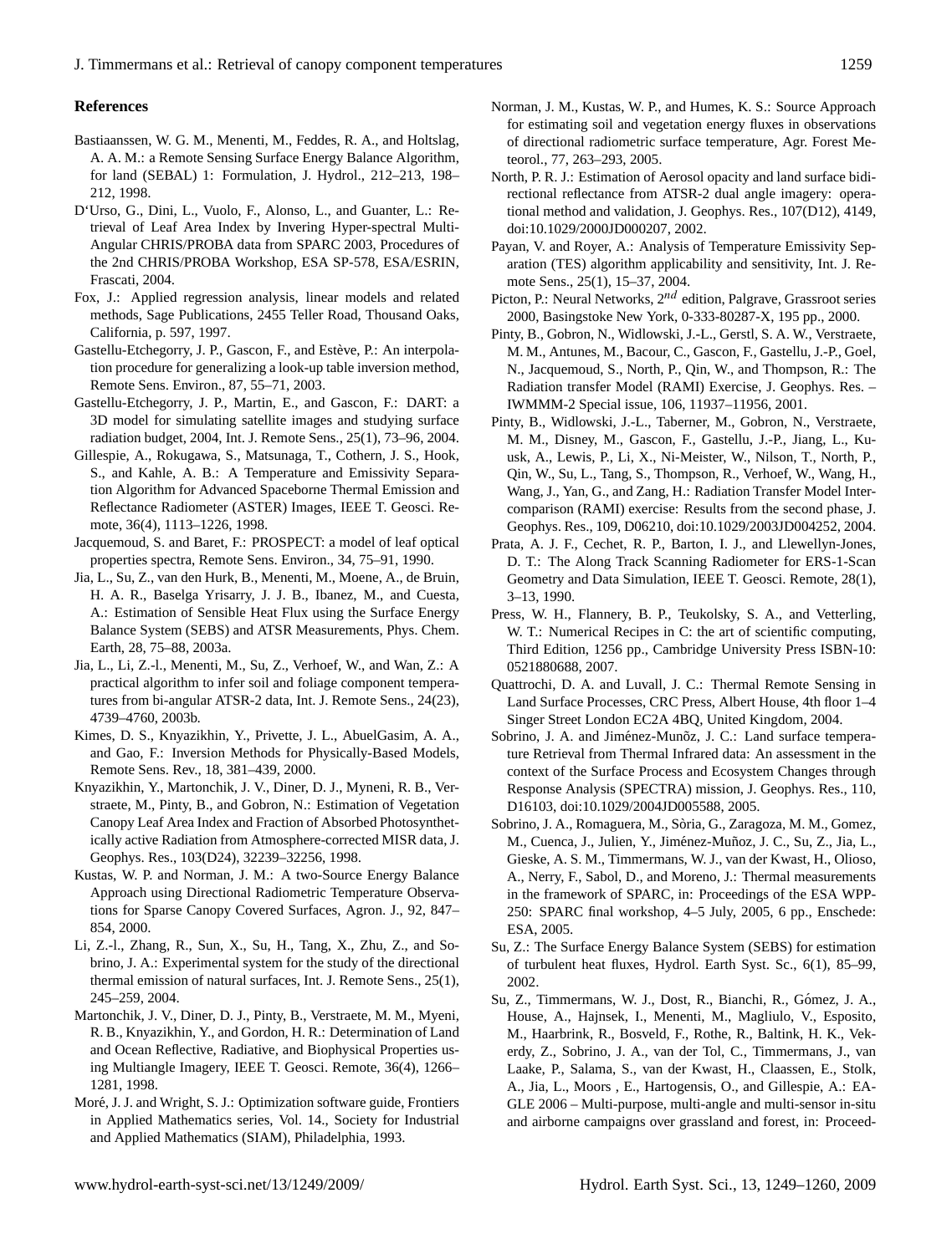## References

Bastiaanssen, W. G. M., Menenti, M., Feddes, R. A., and Holtslag, A. A. M.: a Remote Sensing Surface Energy Balance Algorithm, for land (SEBAL) 1: Formulation, J. Hydrol., 212–213, 198–212, 1998.

D'Urso, G., Dini, L., Vuolo, F., Alonso, L., and Guanter, L.: Retrieval of Leaf Area Index by Invering Hyper-spectral Multi-Angular CHRIS/PROBA data from SPARC 2003, Procedures of the 2nd CHRIS/PROBA Workshop, ESA SP-578, ESA/ESRIN, Frascati, 2004.

Fox, J.: Applied regression analysis, linear models and related methods, Sage Publications, 2455 Teller Road, Thousand Oaks, California, p. 597, 1997.

Gastellu-Etchegorry, J. P., Gascon, F., and Estève, P.: An interpolation procedure for generalizing a look-up table inversion method, Remote Sens. Environ., 87, 55–71, 2003.

Gastellu-Etchegorry, J. P., Martin, E., and Gascon, F.: DART: a 3D model for simulating satellite images and studying surface radiation budget, 2004, Int. J. Remote Sens., 25(1), 73–96, 2004.

Gillespie, A., Rokugawa, S., Matsunaga, T., Cothern, J. S., Hook, S., and Kahle, A. B.: A Temperature and Emissivity Separation Algorithm for Advanced Spaceborne Thermal Emission and Reflectance Radiometer (ASTER) Images, IEEE T. Geosci. Remote, 36(4), 1113–1226, 1998.

Jacquemoud, S. and Baret, F.: PROSPECT: a model of leaf optical properties spectra, Remote Sens. Environ., 34, 75–91, 1990.

Jia, L., Su, Z., van den Hurk, B., Menenti, M., Moene, A., de Bruin, H. A. R., Baselga Yrisarry, J. J. B., Ibanez, M., and Cuesta, A.: Estimation of Sensible Heat Flux using the Surface Energy Balance System (SEBS) and ATSR Measurements, Phys. Chem. Earth, 28, 75–88, 2003a.

Jia, L., Li, Z.-l., Menenti, M., Su, Z., Verhoef, W., and Wan, Z.: A practical algorithm to infer soil and foliage component temperatures from bi-angular ATSR-2 data, Int. J. Remote Sens., 24(23), 4739–4760, 2003b.

Kimes, D. S., Knyazikhin, Y., Privette, J. L., AbuelGasim, A. A., and Gao, F.: Inversion Methods for Physically-Based Models, Remote Sens. Rev., 18, 381–439, 2000.

Knyazikhin, Y., Martonchik, J. V., Diner, D. J., Myneni, R. B., Verstraete, M., Pinty, B., and Gobron, N.: Estimation of Vegetation Canopy Leaf Area Index and Fraction of Absorbed Photosynthetically active Radiation from Atmosphere-corrected MISR data, J. Geophys. Res., 103(D24), 32239–32256, 1998.

Kustas, W. P. and Norman, J. M.: A two-Source Energy Balance Approach using Directional Radiometric Temperature Observations for Sparse Canopy Covered Surfaces, Agron. J., 92, 847–854, 2000.

Li, Z.-l., Zhang, R., Sun, X., Su, H., Tang, X., Zhu, Z., and Sobrino, J. A.: Experimental system for the study of the directional thermal emission of natural surfaces, Int. J. Remote Sens., 25(1), 245–259, 2004.

Martonchik, J. V., Diner, D. J., Pinty, B., Verstraete, M. M., Myeni, R. B., Knyazikhin, Y., and Gordon, H. R.: Determination of Land and Ocean Reflective, Radiative, and Biophysical Properties using Multiangle Imagery, IEEE T. Geosci. Remote, 36(4), 1266–1281, 1998.

Moré, J. J. and Wright, S. J.: Optimization software guide, Frontiers in Applied Mathematics series, Vol. 14., Society for Industrial and Applied Mathematics (SIAM), Philadelphia, 1993.

Norman, J. M., Kustas, W. P., and Humes, K. S.: Source Approach for estimating soil and vegetation energy fluxes in observations of directional radiometric surface temperature, Agr. Forest Meteorol., 77, 263–293, 2005.

North, P. R. J.: Estimation of Aerosol opacity and land surface bidirectional reflectance from ATSR-2 dual angle imagery: operational method and validation, J. Geophys. Res., 107(D12), 4149, doi:10.1029/2000JD000207, 2002.

Payan, V. and Royer, A.: Analysis of Temperature Emissivity Separation (TES) algorithm applicability and sensitivity, Int. J. Remote Sens., 25(1), 15–37, 2004.

Picton, P.: Neural Networks, $2^{nd}$ edition, Palgrave, Grassroot series 2000, Basingstoke New York, 0-333-80287-X, 195 pp., 2000.

Pinty, B., Gobron, N., Widlowski, J.-L., Gerstl, S. A. W., Verstraete, M. M., Antunes, M., Bacour, C., Gascon, F., Gastellu, J.-P., Goel, N., Jacquemoud, S., North, P., Qin, W., and Thompson, R.: The Radiation transfer Model (RAMI) Exercise, J. Geophys. Res. – IWMMM-2 Special issue, 106, 11937–11956, 2001.

Pinty, B., Widlowski, J.-L., Taberner, M., Gobron, N., Verstraete, M. M., Disney, M., Gascon, F., Gastellu, J.-P., Jiang, L., Kuusk, A., Lewis, P., Li, X., Ni-Meister, W., Nilson, T., North, P., Qin, W., Su, L., Tang, S., Thompson, R., Verhoef, W., Wang, H., Wang, J., Yan, G., and Zang, H.: Radiation Transfer Model Intercomparison (RAMI) exercise: Results from the second phase, J. Geophys. Res., 109, D06210, doi:10.1029/2003JD004252, 2004.

Prata, A. J. F., Cechet, R. P., Barton, I. J., and Llewellyn-Jones, D. T.: The Along Track Scanning Radiometer for ERS-1-Scan Geometry and Data Simulation, IEEE T. Geosci. Remote, 28(1), 3–13, 1990.

Press, W. H., Flannery, B. P., Teukolsky, S. A., and Vetterling, W. T.: Numerical Recipes in C: the art of scientific computing, Third Edition, 1256 pp., Cambridge University Press ISBN-10: 0521880688, 2007.

Quattrochi, D. A. and Luvall, J. C.: Thermal Remote Sensing in Land Surface Processes, CRC Press, Albert House, 4th floor 1–4 Singer Street London EC2A 4BQ, United Kingdom, 2004.

Sobrino, J. A. and Jiménez-Munõz, J. C.: Land surface temperature Retrieval from Thermal Infrared data: An assessment in the context of the Surface Process and Ecosystem Changes through Response Analysis (SPECTRA) mission, J. Geophys. Res., 110, D16103, doi:10.1029/2004JD005588, 2005.

Sobrino, J. A., Romaguera, M., Sòria, G., Zaragoza, M. M., Gomez, M., Cuenca, J., Julien, Y., Jiménez-Muñoz, J. C., Su, Z., Jia, L., Gieske, A. S. M., Timmermans, W. J., van der Kwast, H., Olioso, A., Nerry, F., Sabol, D., and Moreno, J.: Thermal measurements in the framework of SPARC, in: Proceedings of the ESA WPP-250: SPARC final workshop, 4–5 July, 2005, 6 pp., Enschede: ESA, 2005.

Su, Z.: The Surface Energy Balance System (SEBS) for estimation of turbulent heat fluxes, Hydrol. Earth Syst. Sc., 6(1), 85–99, 2002.

Su, Z., Timmermans, W. J., Dost, R., Bianchi, R., Gómez, J. A., House, A., Hajnsek, I., Menenti, M., Magliulo, V., Esposito, M., Haarbrink, R., Bosveld, F., Rothe, R., Baltink, H. K., Vekerdy, Z., Sobrino, J. A., van der Tol, C., Timmermans, J., van Laake, P., Salama, S., van der Kwast, H., Claassen, E., Stolk, A., Jia, L., Moors , E., Hartogensis, O., and Gillespie, A.: EAGLE 2006 – Multi-purpose, multi-angle and multi-sensor in-situ and airborne campaigns over grassland and forest, in: Proceed-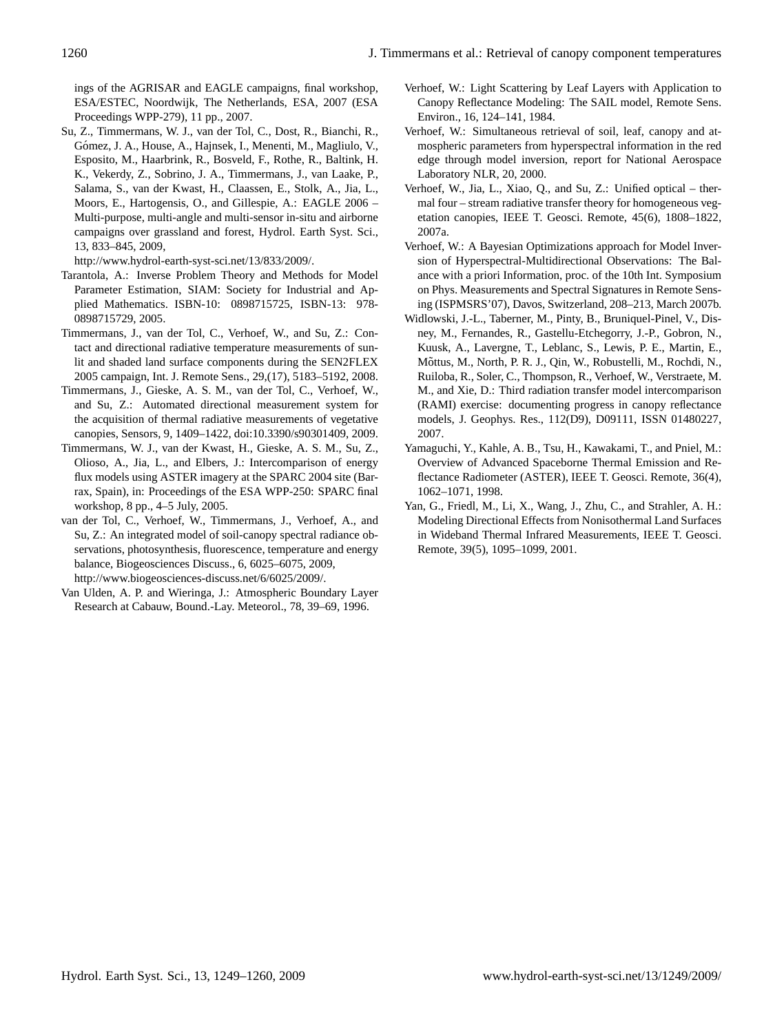ings of the AGRISAR and EAGLE campaigns, final workshop, ESA/ESTEC, Noordwijk, The Netherlands, ESA, 2007 (ESA Proceedings WPP-279), 11 pp., 2007.

Su, Z., Timmermans, W. J., van der Tol, C., Dost, R., Bianchi, R., Gómez, J. A., House, A., Hajnsek, I., Menenti, M., Magliulo, V., Esposito, M., Haarbrink, R., Bosveld, F., Rothe, R., Baltink, H. K., Vekerdy, Z., Sobrino, J. A., Timmermans, J., van Laake, P., Salama, S., van der Kwast, H., Claassen, E., Stolk, A., Jia, L., Moors, E., Hartogensis, O., and Gillespie, A.: EAGLE 2006 – Multi-purpose, multi-angle and multi-sensor in-situ and airborne campaigns over grassland and forest, Hydrol. Earth Syst. Sci., 13, 833–845, 2009, http://www.hydrol-earth-syst-sci.net/13/833/2009/.

Tarantola, A.: Inverse Problem Theory and Methods for Model Parameter Estimation, SIAM: Society for Industrial and Applied Mathematics. ISBN-10: 0898715725, ISBN-13: 978-0898715729, 2005.

Timmermans, J., van der Tol, C., Verhoef, W., and Su, Z.: Contact and directional radiative temperature measurements of sunlit and shaded land surface components during the SEN2FLEX 2005 campaign, Int. J. Remote Sens., 29,(17), 5183–5192, 2008.

Timmermans, J., Gieske, A. S. M., van der Tol, C., Verhoef, W., and Su, Z.: Automated directional measurement system for the acquisition of thermal radiative measurements of vegetative canopies, Sensors, 9, 1409–1422, doi:10.3390/s90301409, 2009.

Timmermans, W. J., van der Kwast, H., Gieske, A. S. M., Su, Z., Olioso, A., Jia, L., and Elbers, J.: Intercomparison of energy flux models using ASTER imagery at the SPARC 2004 site (Barrax, Spain), in: Proceedings of the ESA WPP-250: SPARC final workshop, 8 pp., 4–5 July, 2005.

van der Tol, C., Verhoef, W., Timmermans, J., Verhoef, A., and Su, Z.: An integrated model of soil-canopy spectral radiance observations, photosynthesis, fluorescence, temperature and energy balance, Biogeosciences Discuss., 6, 6025–6075, 2009, http://www.biogeosciences-discuss.net/6/6025/2009/.

Van Ulden, A. P. and Wieringa, J.: Atmospheric Boundary Layer Research at Cabauw, Bound.-Lay. Meteorol., 78, 39–69, 1996.

Verhoef, W.: Light Scattering by Leaf Layers with Application to Canopy Reflectance Modeling: The SAIL model, Remote Sens. Environ., 16, 124–141, 1984.

Verhoef, W.: Simultaneous retrieval of soil, leaf, canopy and atmospheric parameters from hyperspectral information in the red edge through model inversion, report for National Aerospace Laboratory NLR, 20, 2000.

Verhoef, W., Jia, L., Xiao, Q., and Su, Z.: Unified optical – thermal four – stream radiative transfer theory for homogeneous vegetation canopies, IEEE T. Geosci. Remote, 45(6), 1808–1822, 2007a.

Verhoef, W.: A Bayesian Optimizations approach for Model Inversion of Hyperspectral-Multidirectional Observations: The Balance with a priori Information, proc. of the 10th Int. Symposium on Phys. Measurements and Spectral Signatures in Remote Sensing (ISPMSRS'07), Davos, Switzerland, 208–213, March 2007b.

Widlowski, J.-L., Taberner, M., Pinty, B., Bruniquel-Pinel, V., Disney, M., Fernandes, R., Gastellu-Etchegorry, J.-P., Gobron, N., Kuusk, A., Lavergne, T., Leblanc, S., Lewis, P. E., Martin, E., Mõttus, M., North, P. R. J., Qin, W., Robustelli, M., Rochdi, N., Ruiloba, R., Soler, C., Thompson, R., Verhoef, W., Verstraete, M. M., and Xie, D.: Third radiation transfer model intercomparison (RAMI) exercise: documenting progress in canopy reflectance models, J. Geophys. Res., 112(D9), D09111, ISSN 01480227, 2007.

Yamaguchi, Y., Kahle, A. B., Tsu, H., Kawakami, T., and Pniel, M.: Overview of Advanced Spaceborne Thermal Emission and Reflectance Radiometer (ASTER), IEEE T. Geosci. Remote, 36(4), 1062–1071, 1998.

Yan, G., Friedl, M., Li, X., Wang, J., Zhu, C., and Strahler, A. H.: Modeling Directional Effects from Nonisothermal Land Surfaces in Wideband Thermal Infrared Measurements, IEEE T. Geosci. Remote, 39(5), 1095–1099, 2001.